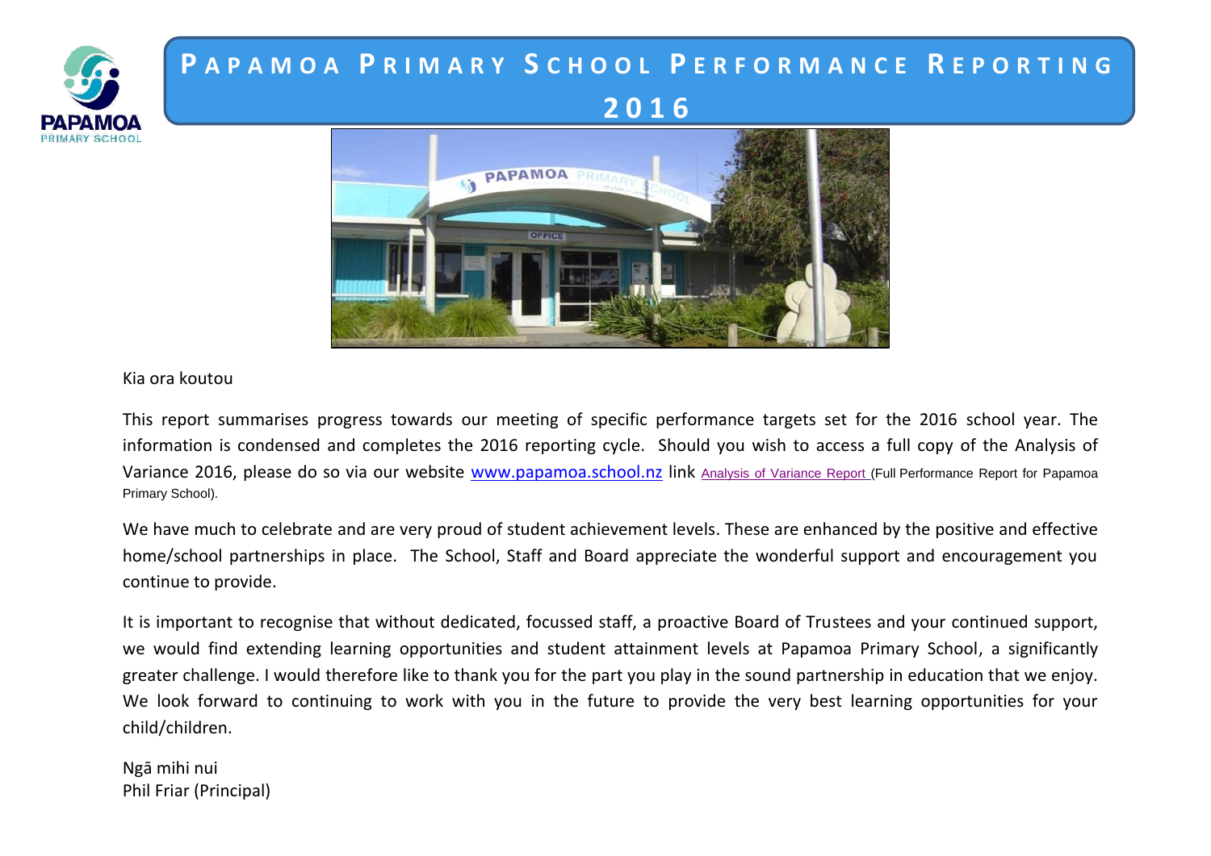# PAPAMOA PRIMARY SCHOOL PERFORMANCE REPORTING 2016

Kia ora koutou

This report summarises progress towards our meeting of specific performance targets set for the 2016 school year. The information is condensed and completes the 2016 reporting cycle. Should you wish to access a full copy of the Analysis of Variance 2016, please do so via our website www.papamoa.school.nz link Analysis of Variance Report (Full Performance Report for Papamoa Primary School).

We have much to celebrate and are very proud of student achievement levels. These are enhanced by the positive and effective home/school partnerships in place. The School, Staff and Board appreciate the wonderful support and encouragement you continue to provide.

It is important to recognise that without dedicated, focussed staff, a proactive Board of Trustees and your continued support, we would find extending learning opportunities and student attainment levels at Papamoa Primary School, a significantly greater challenge. I would therefore like to thank you for the part you play in the sound partnership in education that we enjoy. We look forward to continuing to work with you in the future to provide the very best learning opportunities for your child/children.

Ngā mihi nui
Phil Friar (Principal)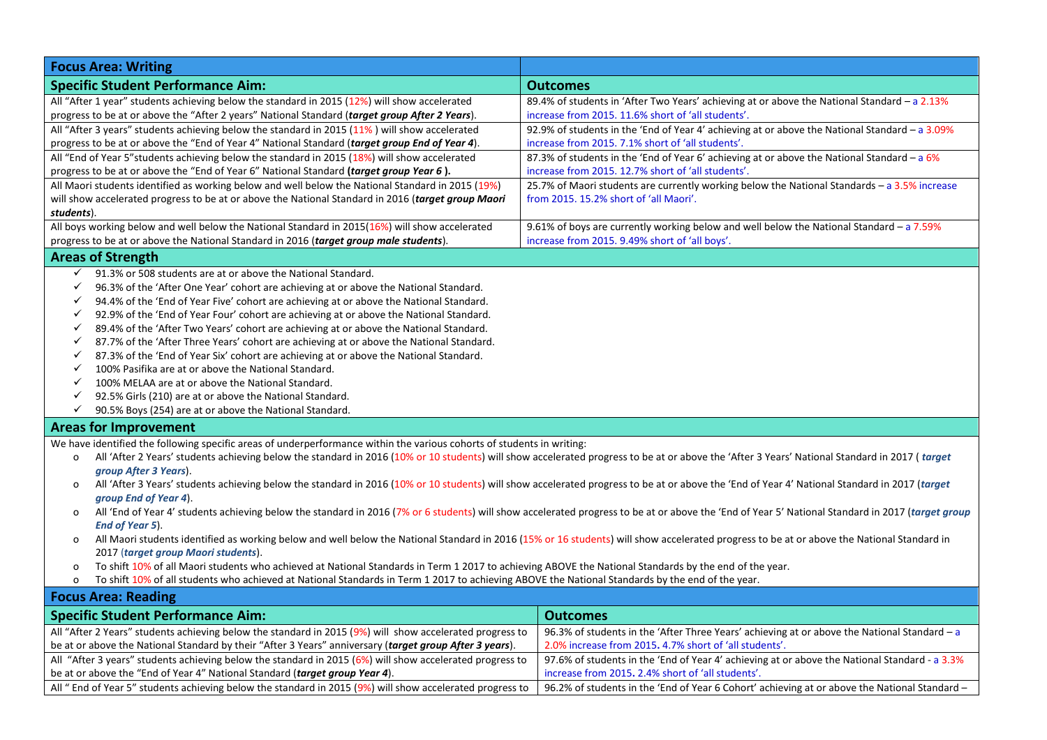## Focus Area: Writing

| Specific Student Performance Aim: | Outcomes |
| --- | --- |
| All "After 1 year" students achieving below the standard in 2015 (12%) will show accelerated progress to be at or above the "After 2 years" National Standard (***target group After 2 Years***). | 89.4% of students in 'After Two Years' achieving at or above the National Standard – a 2.13% increase from 2015. 11.6% short of 'all students'. |
| All "After 3 years" students achieving below the standard in 2015 (11% ) will show accelerated progress to be at or above the "End of Year 4" National Standard (***target group End of Year 4***). | 92.9% of students in the 'End of Year 4' achieving at or above the National Standard – a 3.09% increase from 2015. 7.1% short of 'all students'. |
| All "End of Year 5"students achieving below the standard in 2015 (18%) will show accelerated progress to be at or above the "End of Year 6" National Standard **(*target group Year 6* ).** | 87.3% of students in the 'End of Year 6' achieving at or above the National Standard – a 6% increase from 2015. 12.7% short of 'all students'. |
| All Maori students identified as working below and well below the National Standard in 2015 (19%) will show accelerated progress to be at or above the National Standard in 2016 (***target group Maori students***). | 25.7% of Maori students are currently working below the National Standards – a 3.5% increase from 2015. 15.2% short of 'all Maori'. |
| All boys working below and well below the National Standard in 2015(16%) will show accelerated progress to be at or above the National Standard in 2016 (***target group male students***). | 9.61% of boys are currently working below and well below the National Standard – a 7.59% increase from 2015. 9.49% short of 'all boys'. |

### Areas of Strength

- ✓ 91.3% or 508 students are at or above the National Standard.
- ✓ 96.3% of the 'After One Year' cohort are achieving at or above the National Standard.
- ✓ 94.4% of the 'End of Year Five' cohort are achieving at or above the National Standard.
- ✓ 92.9% of the 'End of Year Four' cohort are achieving at or above the National Standard.
- ✓ 89.4% of the 'After Two Years' cohort are achieving at or above the National Standard.
- ✓ 87.7% of the 'After Three Years' cohort are achieving at or above the National Standard.
- ✓ 87.3% of the 'End of Year Six' cohort are achieving at or above the National Standard.
- ✓ 100% Pasifika are at or above the National Standard.
- ✓ 100% MELAA are at or above the National Standard.
- ✓ 92.5% Girls (210) are at or above the National Standard.
- ✓ 90.5% Boys (254) are at or above the National Standard.

### Areas for Improvement

We have identified the following specific areas of underperformance within the various cohorts of students in writing:

- All 'After 2 Years' students achieving below the standard in 2016 (10% or 10 students) will show accelerated progress to be at or above the 'After 3 Years' National Standard in 2017 ( ***target group After 3 Years***).
- All 'After 3 Years' students achieving below the standard in 2016 (10% or 10 students) will show accelerated progress to be at or above the 'End of Year 4' National Standard in 2017 (***target group End of Year 4***).
- All 'End of Year 4' students achieving below the standard in 2016 (7% or 6 students) will show accelerated progress to be at or above the 'End of Year 5' National Standard in 2017 (***target group End of Year 5***).
- All Maori students identified as working below and well below the National Standard in 2016 (15% or 16 students) will show accelerated progress to be at or above the National Standard in 2017 (***target group Maori students***).
- To shift 10% of all Maori students who achieved at National Standards in Term 1 2017 to achieving ABOVE the National Standards by the end of the year.
- To shift 10% of all students who achieved at National Standards in Term 1 2017 to achieving ABOVE the National Standards by the end of the year.

## Focus Area: Reading

| Specific Student Performance Aim: | Outcomes |
| --- | --- |
| All "After 2 Years" students achieving below the standard in 2015 (9%) will show accelerated progress to be at or above the National Standard by their "After 3 Years" anniversary (***target group After 3 years***). | 96.3% of students in the 'After Three Years' achieving at or above the National Standard – a 2.0% increase from 2015**.** 4.7% short of 'all students'. |
| All "After 3 years" students achieving below the standard in 2015 (6%) will show accelerated progress to be at or above the "End of Year 4" National Standard (***target group Year 4***). | 97.6% of students in the 'End of Year 4' achieving at or above the National Standard - a 3.3% increase from 2015**.** 2.4% short of 'all students'. |
| All " End of Year 5" students achieving below the standard in 2015 (9%) will show accelerated progress to | 96.2% of students in the 'End of Year 6 Cohort' achieving at or above the National Standard – |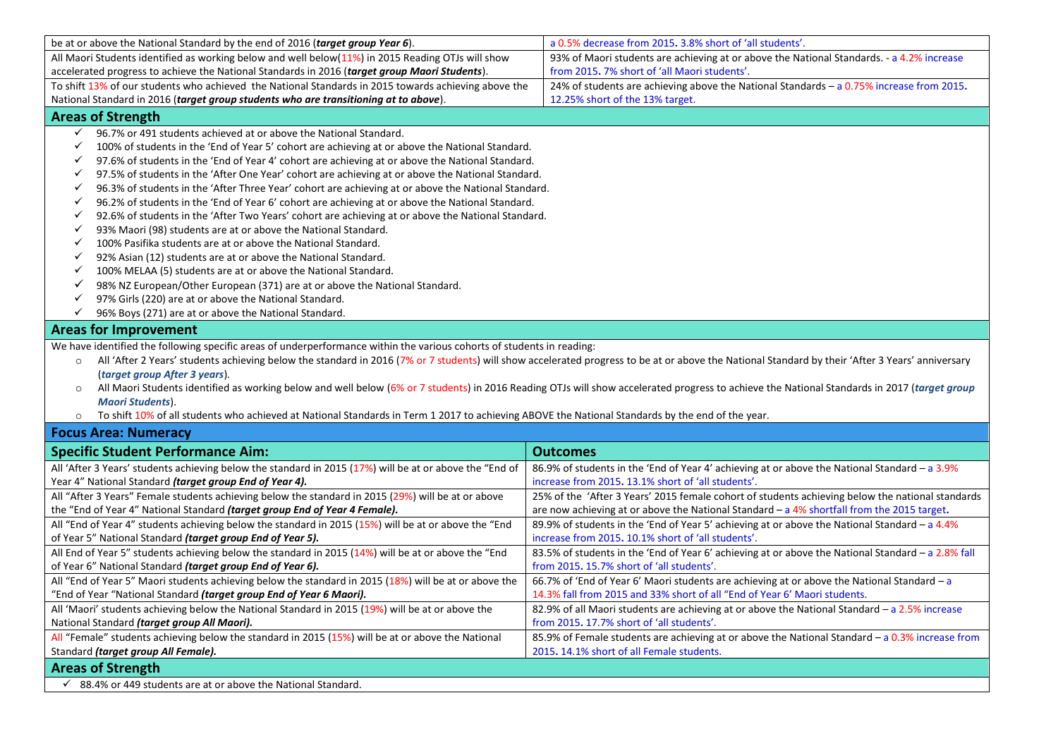| | |
|---|---|
| be at or above the National Standard by the end of 2016 (***target group Year 6***). | a 0.5% decrease from 2015**.** 3.8% short of 'all students'. |
| All Maori Students identified as working below and well below(11%) in 2015 Reading OTJs will show accelerated progress to achieve the National Standards in 2016 (***target group Maori Students***). | 93% of Maori students are achieving at or above the National Standards. - a 4.2% increase from 2015**.** 7% short of 'all Maori students'. |
| To shift 13% of our students who achieved the National Standards in 2015 towards achieving above the National Standard in 2016 (***target group students who are transitioning at to above***). | 24% of students are achieving above the National Standards – a 0.75% increase from 2015**.** 12.25% short of the 13% target. |

## Areas of Strength

- ✓ 96.7% or 491 students achieved at or above the National Standard.
- ✓ 100% of students in the 'End of Year 5' cohort are achieving at or above the National Standard.
- ✓ 97.6% of students in the 'End of Year 4' cohort are achieving at or above the National Standard.
- ✓ 97.5% of students in the 'After One Year' cohort are achieving at or above the National Standard.
- ✓ 96.3% of students in the 'After Three Year' cohort are achieving at or above the National Standard.
- ✓ 96.2% of students in the 'End of Year 6' cohort are achieving at or above the National Standard.
- ✓ 92.6% of students in the 'After Two Years' cohort are achieving at or above the National Standard.
- ✓ 93% Maori (98) students are at or above the National Standard.
- ✓ 100% Pasifika students are at or above the National Standard.
- ✓ 92% Asian (12) students are at or above the National Standard.
- ✓ 100% MELAA (5) students are at or above the National Standard.
- ✓ 98% NZ European/Other European (371) are at or above the National Standard.
- ✓ 97% Girls (220) are at or above the National Standard.
- ✓ 96% Boys (271) are at or above the National Standard.

## Areas for Improvement

We have identified the following specific areas of underperformance within the various cohorts of students in reading:

- All 'After 2 Years' students achieving below the standard in 2016 (7% or 7 students) will show accelerated progress to be at or above the National Standard by their 'After 3 Years' anniversary (***target group After 3 years***).
- All Maori Students identified as working below and well below (6% or 7 students) in 2016 Reading OTJs will show accelerated progress to achieve the National Standards in 2017 (***target group Maori Students***).
- To shift 10% of all students who achieved at National Standards in Term 1 2017 to achieving ABOVE the National Standards by the end of the year.

## Focus Area: Numeracy

| Specific Student Performance Aim: | Outcomes |
|---|---|
| All 'After 3 Years' students achieving below the standard in 2015 (17%) will be at or above the "End of Year 4" National Standard ***(target group End of Year 4).*** | 86.9% of students in the 'End of Year 4' achieving at or above the National Standard – a 3.9% increase from 2015**.** 13.1% short of 'all students'. |
| All "After 3 Years" Female students achieving below the standard in 2015 (29%) will be at or above the "End of Year 4" National Standard ***(target group End of Year 4 Female).*** | 25% of the 'After 3 Years' 2015 female cohort of students achieving below the national standards are now achieving at or above the National Standard – a 4% shortfall from the 2015 target**.** |
| All "End of Year 4" students achieving below the standard in 2015 (15%) will be at or above the "End of Year 5" National Standard ***(target group End of Year 5).*** | 89.9% of students in the 'End of Year 5' achieving at or above the National Standard – a 4.4% increase from 2015**.** 10.1% short of 'all students'. |
| All End of Year 5" students achieving below the standard in 2015 (14%) will be at or above the "End of Year 6" National Standard ***(target group End of Year 6).*** | 83.5% of students in the 'End of Year 6' achieving at or above the National Standard – a 2.8% fall from 2015**.** 15.7% short of 'all students'. |
| All "End of Year 5" Maori students achieving below the standard in 2015 (18%) will be at or above the "End of Year "National Standard ***(target group End of Year 6 Maori).*** | 66.7% of 'End of Year 6' Maori students are achieving at or above the National Standard – a 14.3% fall from 2015 and 33% short of all "End of Year 6' Maori students. |
| All 'Maori' students achieving below the National Standard in 2015 (19%) will be at or above the National Standard ***(target group All Maori).*** | 82.9% of all Maori students are achieving at or above the National Standard – a 2.5% increase from 2015**.** 17.7% short of 'all students'. |
| All "Female" students achieving below the standard in 2015 (15%) will be at or above the National Standard ***(target group All Female).*** | 85.9% of Female students are achieving at or above the National Standard – a 0.3% increase from 2015**.** 14.1% short of all Female students. |

## Areas of Strength

- ✓ 88.4% or 449 students are at or above the National Standard.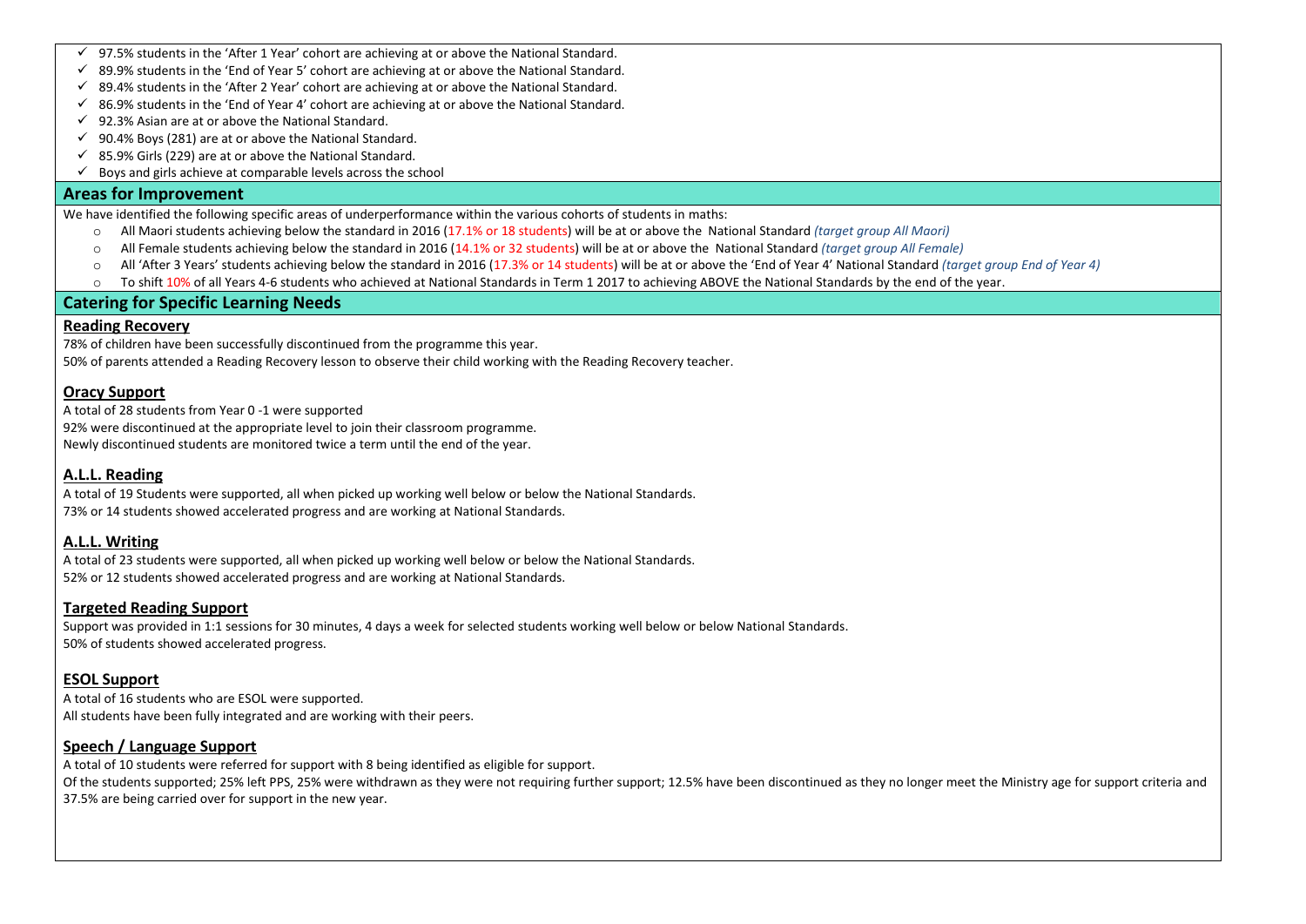- ✓ 97.5% students in the 'After 1 Year' cohort are achieving at or above the National Standard.
- ✓ 89.9% students in the 'End of Year 5' cohort are achieving at or above the National Standard.
- ✓ 89.4% students in the 'After 2 Year' cohort are achieving at or above the National Standard.
- ✓ 86.9% students in the 'End of Year 4' cohort are achieving at or above the National Standard.
- ✓ 92.3% Asian are at or above the National Standard.
- ✓ 90.4% Boys (281) are at or above the National Standard.
- ✓ 85.9% Girls (229) are at or above the National Standard.
- ✓ Boys and girls achieve at comparable levels across the school

## Areas for Improvement

We have identified the following specific areas of underperformance within the various cohorts of students in maths:

- All Maori students achieving below the standard in 2016 (17.1% or 18 students) will be at or above the National Standard *(target group All Maori)*
- All Female students achieving below the standard in 2016 (14.1% or 32 students) will be at or above the National Standard *(target group All Female)*
- All 'After 3 Years' students achieving below the standard in 2016 (17.3% or 14 students) will be at or above the 'End of Year 4' National Standard *(target group End of Year 4)*
- To shift 10% of all Years 4-6 students who achieved at National Standards in Term 1 2017 to achieving ABOVE the National Standards by the end of the year.

## Catering for Specific Learning Needs

### Reading Recovery

78% of children have been successfully discontinued from the programme this year.
50% of parents attended a Reading Recovery lesson to observe their child working with the Reading Recovery teacher.

### Oracy Support

A total of 28 students from Year 0 -1 were supported
92% were discontinued at the appropriate level to join their classroom programme.
Newly discontinued students are monitored twice a term until the end of the year.

### A.L.L. Reading

A total of 19 Students were supported, all when picked up working well below or below the National Standards.
73% or 14 students showed accelerated progress and are working at National Standards.

### A.L.L. Writing

A total of 23 students were supported, all when picked up working well below or below the National Standards.
52% or 12 students showed accelerated progress and are working at National Standards.

### Targeted Reading Support

Support was provided in 1:1 sessions for 30 minutes, 4 days a week for selected students working well below or below National Standards.
50% of students showed accelerated progress.

### ESOL Support

A total of 16 students who are ESOL were supported.
All students have been fully integrated and are working with their peers.

### Speech / Language Support

A total of 10 students were referred for support with 8 being identified as eligible for support.
Of the students supported; 25% left PPS, 25% were withdrawn as they were not requiring further support; 12.5% have been discontinued as they no longer meet the Ministry age for support criteria and 37.5% are being carried over for support in the new year.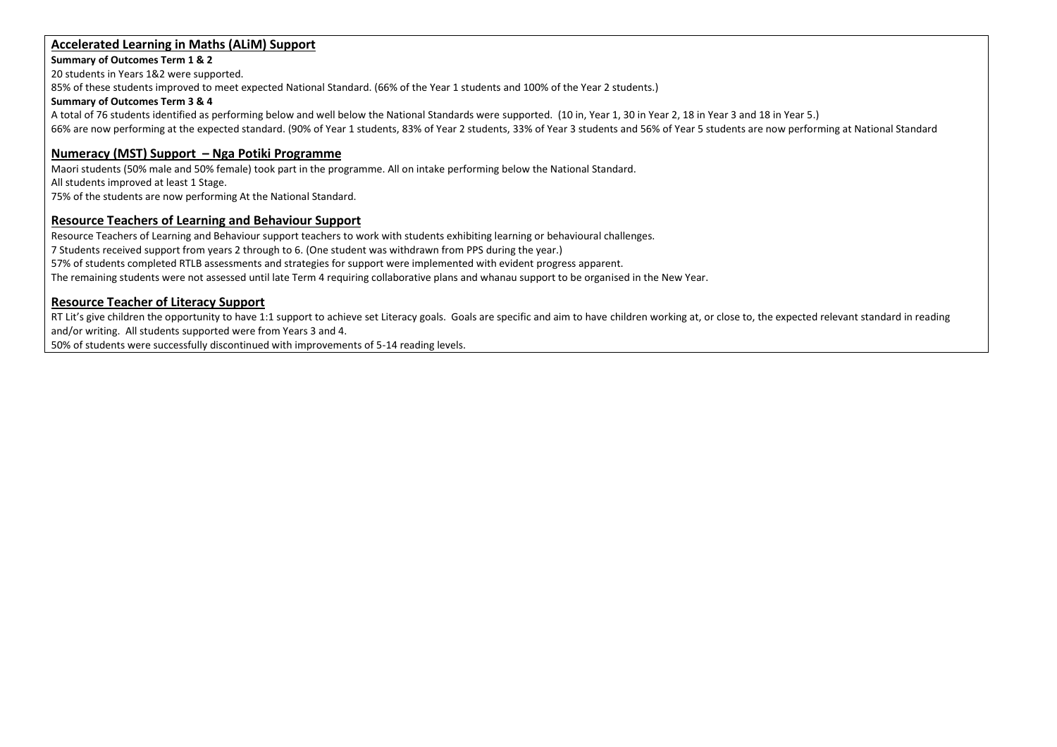## Accelerated Learning in Maths (ALiM) Support

**Summary of Outcomes Term 1 & 2**

20 students in Years 1&2 were supported.

85% of these students improved to meet expected National Standard. (66% of the Year 1 students and 100% of the Year 2 students.)

**Summary of Outcomes Term 3 & 4**

A total of 76 students identified as performing below and well below the National Standards were supported. (10 in, Year 1, 30 in Year 2, 18 in Year 3 and 18 in Year 5.)

66% are now performing at the expected standard. (90% of Year 1 students, 83% of Year 2 students, 33% of Year 3 students and 56% of Year 5 students are now performing at National Standard

## Numeracy (MST) Support – Nga Potiki Programme

Maori students (50% male and 50% female) took part in the programme. All on intake performing below the National Standard.

All students improved at least 1 Stage.

75% of the students are now performing At the National Standard.

## Resource Teachers of Learning and Behaviour Support

Resource Teachers of Learning and Behaviour support teachers to work with students exhibiting learning or behavioural challenges.

7 Students received support from years 2 through to 6. (One student was withdrawn from PPS during the year.)

57% of students completed RTLB assessments and strategies for support were implemented with evident progress apparent.

The remaining students were not assessed until late Term 4 requiring collaborative plans and whanau support to be organised in the New Year.

## Resource Teacher of Literacy Support

RT Lit's give children the opportunity to have 1:1 support to achieve set Literacy goals. Goals are specific and aim to have children working at, or close to, the expected relevant standard in reading and/or writing. All students supported were from Years 3 and 4.

50% of students were successfully discontinued with improvements of 5-14 reading levels.